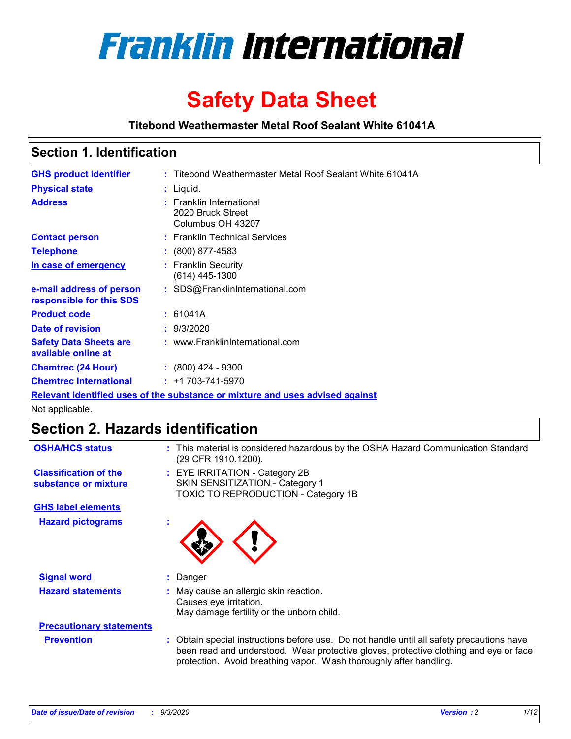# Franklin International

# Safety Data Sheet

**Titebond Weathermaster Metal Roof Sealant White 61041A**

## Section 1. Identification

| | | |
|---|---|---|
| **GHS product identifier** | : | Titebond Weathermaster Metal Roof Sealant White 61041A |
| **Physical state** | : | Liquid. |
| **Address** | : | Franklin International<br>2020 Bruck Street<br>Columbus OH 43207 |
| **Contact person** | : | Franklin Technical Services |
| **Telephone** | : | (800) 877-4583 |
| **In case of emergency** | : | Franklin Security<br>(614) 445-1300 |
| **e-mail address of person responsible for this SDS** | : | SDS@FranklinInternational.com |
| **Product code** | : | 61041A |
| **Date of revision** | : | 9/3/2020 |
| **Safety Data Sheets are available online at** | : | www.FranklinInternational.com |
| **Chemtrec (24 Hour)** | : | (800) 424 - 9300 |
| **Chemtrec International** | : | +1 703-741-5970 |

**Relevant identified uses of the substance or mixture and uses advised against**

Not applicable.

## Section 2. Hazards identification

| | | |
|---|---|---|
| **OSHA/HCS status** | : | This material is considered hazardous by the OSHA Hazard Communication Standard (29 CFR 1910.1200). |
| **Classification of the substance or mixture** | : | EYE IRRITATION - Category 2B<br>SKIN SENSITIZATION - Category 1<br>TOXIC TO REPRODUCTION - Category 1B |

**GHS label elements**

| | | |
|---|---|---|
| **Hazard pictograms** | : | |
| **Signal word** | : | Danger |
| **Hazard statements** | : | May cause an allergic skin reaction.<br>Causes eye irritation.<br>May damage fertility or the unborn child. |

**Precautionary statements**

| | | |
|---|---|---|
| **Prevention** | : | Obtain special instructions before use. Do not handle until all safety precautions have been read and understood. Wear protective gloves, protective clothing and eye or face protection. Avoid breathing vapor. Wash thoroughly after handling. |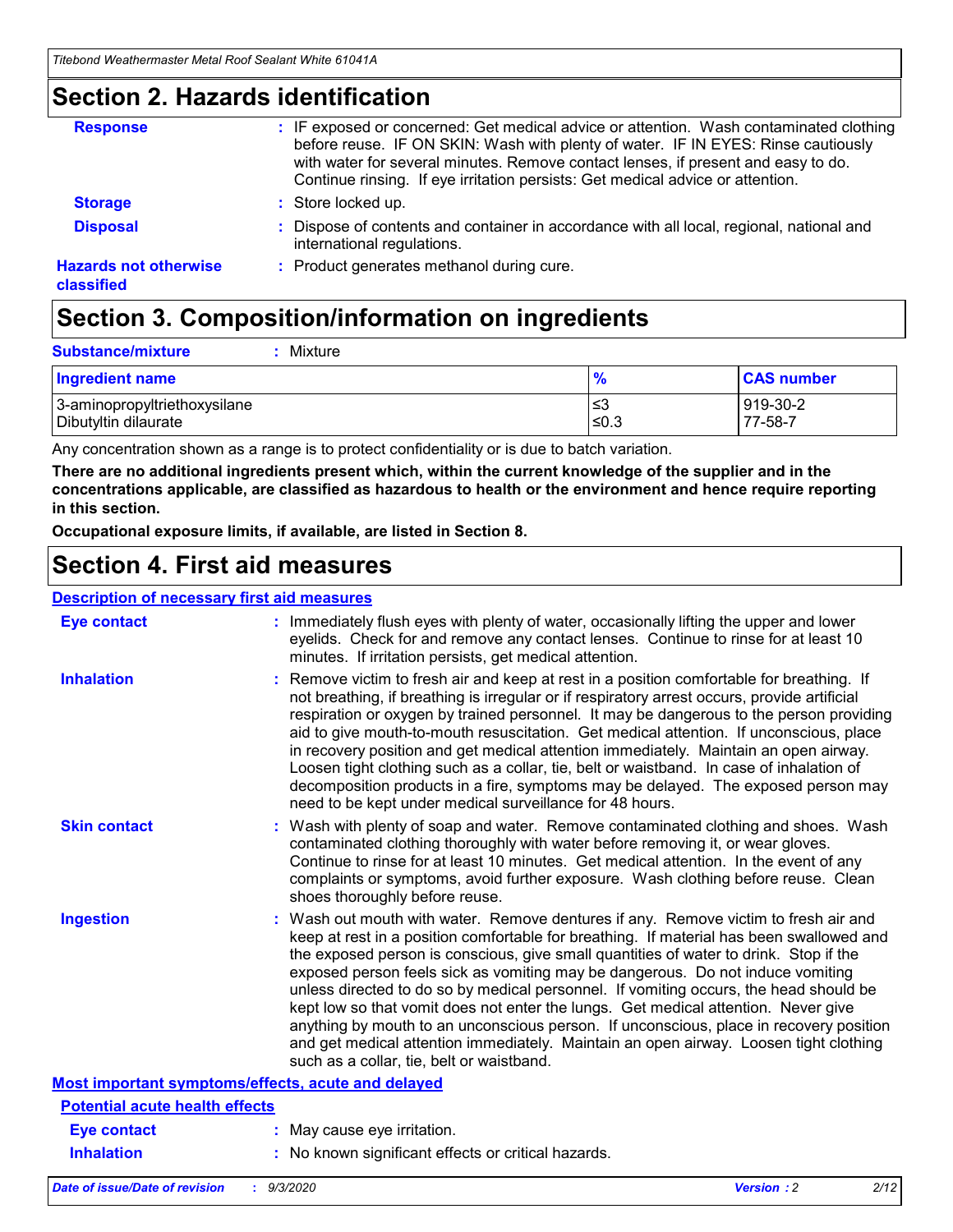## Section 2. Hazards identification

**Response** : IF exposed or concerned: Get medical advice or attention. Wash contaminated clothing before reuse. IF ON SKIN: Wash with plenty of water. IF IN EYES: Rinse cautiously with water for several minutes. Remove contact lenses, if present and easy to do. Continue rinsing. If eye irritation persists: Get medical advice or attention.

**Storage** : Store locked up.

**Disposal** : Dispose of contents and container in accordance with all local, regional, national and international regulations.

**Hazards not otherwise classified** : Product generates methanol during cure.

## Section 3. Composition/information on ingredients

**Substance/mixture** : Mixture

| Ingredient name | % | CAS number |
|---|---|---|
| 3-aminopropyltriethoxysilane | ≤3 | 919-30-2 |
| Dibutyltin dilaurate | ≤0.3 | 77-58-7 |

Any concentration shown as a range is to protect confidentiality or is due to batch variation.

**There are no additional ingredients present which, within the current knowledge of the supplier and in the concentrations applicable, are classified as hazardous to health or the environment and hence require reporting in this section.**

**Occupational exposure limits, if available, are listed in Section 8.**

## Section 4. First aid measures

### Description of necessary first aid measures

**Eye contact** : Immediately flush eyes with plenty of water, occasionally lifting the upper and lower eyelids. Check for and remove any contact lenses. Continue to rinse for at least 10 minutes. If irritation persists, get medical attention.

**Inhalation** : Remove victim to fresh air and keep at rest in a position comfortable for breathing. If not breathing, if breathing is irregular or if respiratory arrest occurs, provide artificial respiration or oxygen by trained personnel. It may be dangerous to the person providing aid to give mouth-to-mouth resuscitation. Get medical attention. If unconscious, place in recovery position and get medical attention immediately. Maintain an open airway. Loosen tight clothing such as a collar, tie, belt or waistband. In case of inhalation of decomposition products in a fire, symptoms may be delayed. The exposed person may need to be kept under medical surveillance for 48 hours.

**Skin contact** : Wash with plenty of soap and water. Remove contaminated clothing and shoes. Wash contaminated clothing thoroughly with water before removing it, or wear gloves. Continue to rinse for at least 10 minutes. Get medical attention. In the event of any complaints or symptoms, avoid further exposure. Wash clothing before reuse. Clean shoes thoroughly before reuse.

**Ingestion** : Wash out mouth with water. Remove dentures if any. Remove victim to fresh air and keep at rest in a position comfortable for breathing. If material has been swallowed and the exposed person is conscious, give small quantities of water to drink. Stop if the exposed person feels sick as vomiting may be dangerous. Do not induce vomiting unless directed to do so by medical personnel. If vomiting occurs, the head should be kept low so that vomit does not enter the lungs. Get medical attention. Never give anything by mouth to an unconscious person. If unconscious, place in recovery position and get medical attention immediately. Maintain an open airway. Loosen tight clothing such as a collar, tie, belt or waistband.

### Most important symptoms/effects, acute and delayed

#### Potential acute health effects

**Eye contact** : May cause eye irritation.

**Inhalation** : No known significant effects or critical hazards.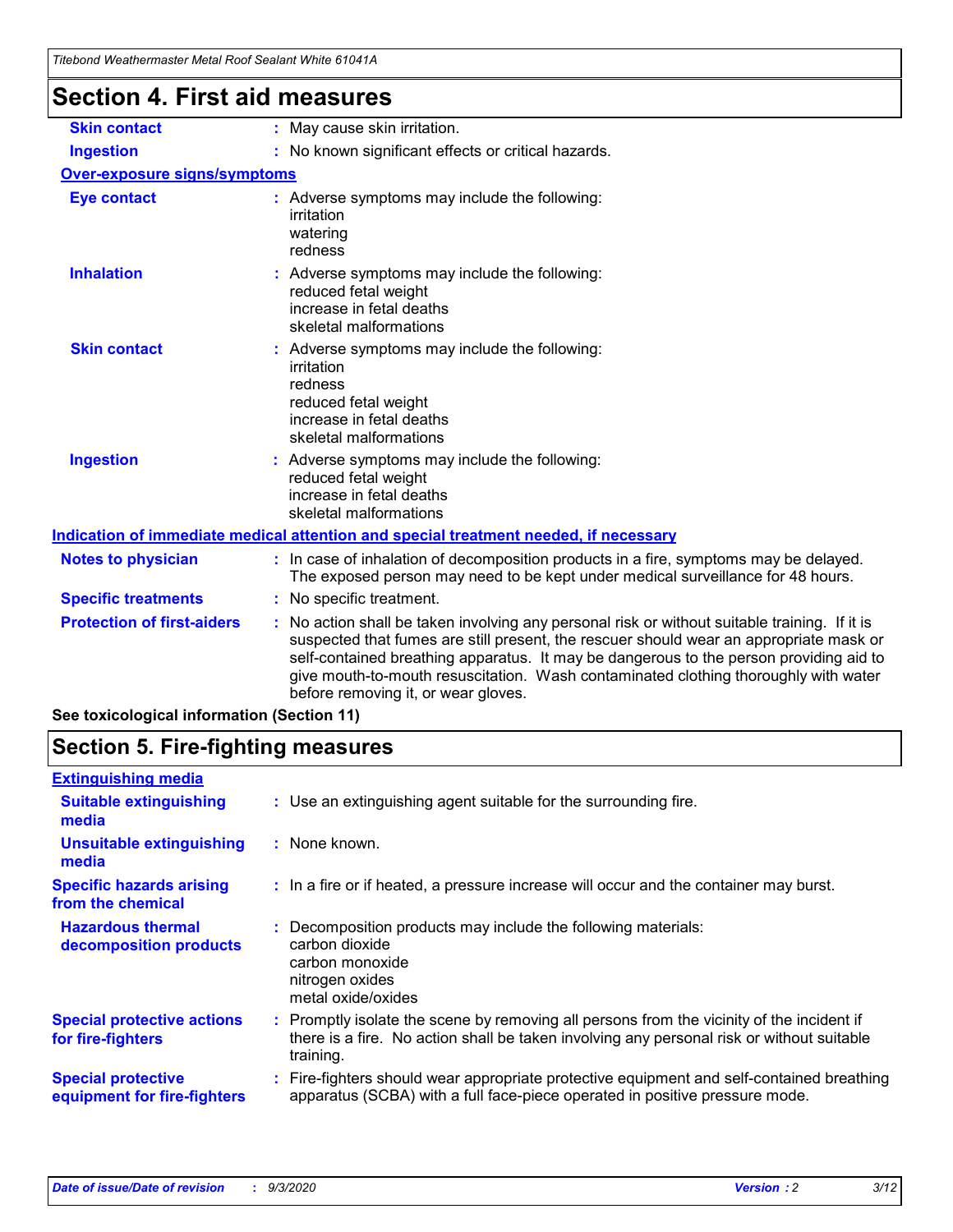# Section 4. First aid measures

| | |
|---|---|
| **Skin contact** | : May cause skin irritation. |
| **Ingestion** | : No known significant effects or critical hazards. |

**Over-exposure signs/symptoms**

| | |
|---|---|
| **Eye contact** | : Adverse symptoms may include the following:<br>irritation<br>watering<br>redness |
| **Inhalation** | : Adverse symptoms may include the following:<br>reduced fetal weight<br>increase in fetal deaths<br>skeletal malformations |
| **Skin contact** | : Adverse symptoms may include the following:<br>irritation<br>redness<br>reduced fetal weight<br>increase in fetal deaths<br>skeletal malformations |
| **Ingestion** | : Adverse symptoms may include the following:<br>reduced fetal weight<br>increase in fetal deaths<br>skeletal malformations |

**Indication of immediate medical attention and special treatment needed, if necessary**

| | |
|---|---|
| **Notes to physician** | : In case of inhalation of decomposition products in a fire, symptoms may be delayed. The exposed person may need to be kept under medical surveillance for 48 hours. |
| **Specific treatments** | : No specific treatment. |
| **Protection of first-aiders** | : No action shall be taken involving any personal risk or without suitable training. If it is suspected that fumes are still present, the rescuer should wear an appropriate mask or self-contained breathing apparatus. It may be dangerous to the person providing aid to give mouth-to-mouth resuscitation. Wash contaminated clothing thoroughly with water before removing it, or wear gloves. |

**See toxicological information (Section 11)**

# Section 5. Fire-fighting measures

**Extinguishing media**

| | |
|---|---|
| **Suitable extinguishing media** | : Use an extinguishing agent suitable for the surrounding fire. |
| **Unsuitable extinguishing media** | : None known. |
| **Specific hazards arising from the chemical** | : In a fire or if heated, a pressure increase will occur and the container may burst. |
| **Hazardous thermal decomposition products** | : Decomposition products may include the following materials:<br>carbon dioxide<br>carbon monoxide<br>nitrogen oxides<br>metal oxide/oxides |
| **Special protective actions for fire-fighters** | : Promptly isolate the scene by removing all persons from the vicinity of the incident if there is a fire. No action shall be taken involving any personal risk or without suitable training. |
| **Special protective equipment for fire-fighters** | : Fire-fighters should wear appropriate protective equipment and self-contained breathing apparatus (SCBA) with a full face-piece operated in positive pressure mode. |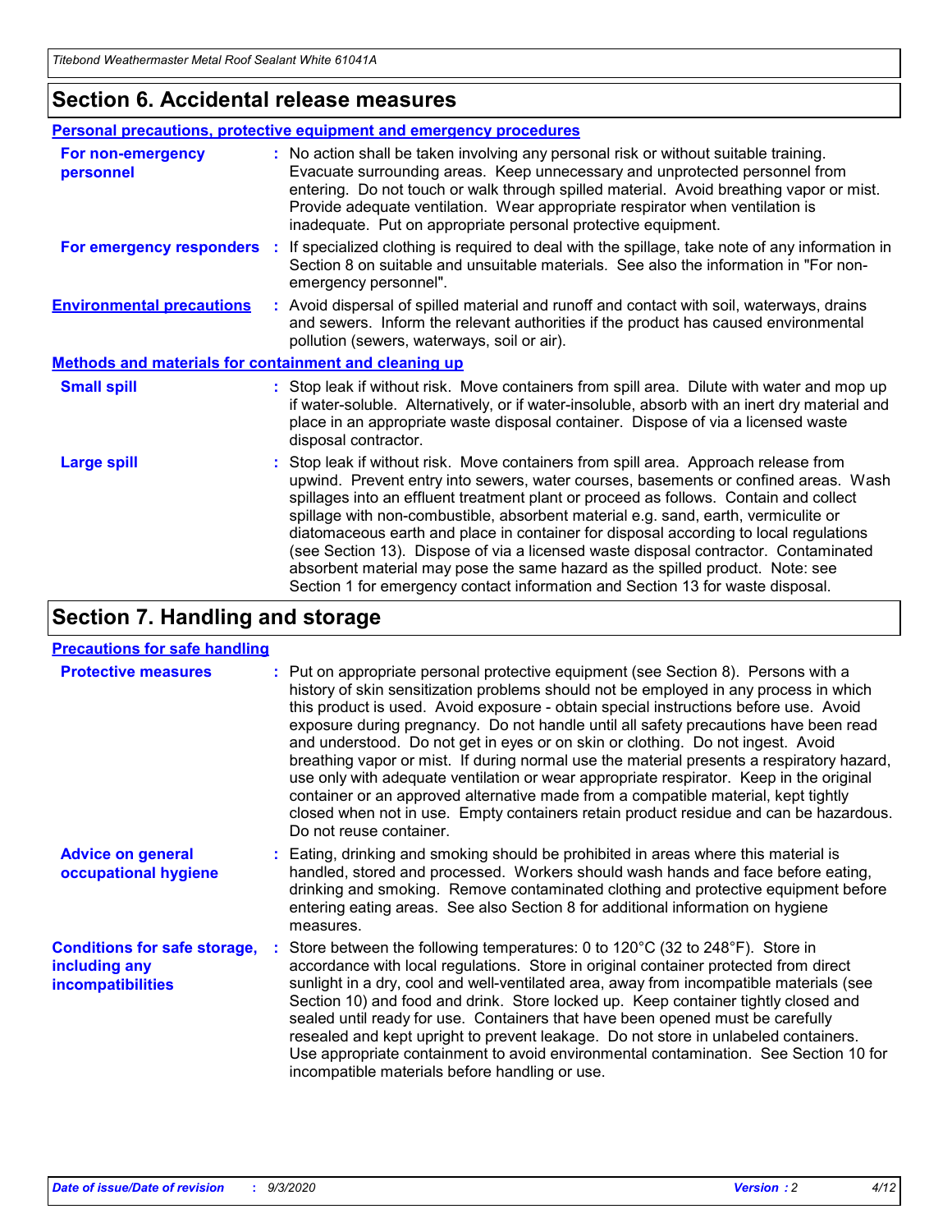## Section 6. Accidental release measures

### Personal precautions, protective equipment and emergency procedures

**For non-emergency personnel** : No action shall be taken involving any personal risk or without suitable training. Evacuate surrounding areas. Keep unnecessary and unprotected personnel from entering. Do not touch or walk through spilled material. Avoid breathing vapor or mist. Provide adequate ventilation. Wear appropriate respirator when ventilation is inadequate. Put on appropriate personal protective equipment.

**For emergency responders** : If specialized clothing is required to deal with the spillage, take note of any information in Section 8 on suitable and unsuitable materials. See also the information in "For non-emergency personnel".

**Environmental precautions** : Avoid dispersal of spilled material and runoff and contact with soil, waterways, drains and sewers. Inform the relevant authorities if the product has caused environmental pollution (sewers, waterways, soil or air).

### Methods and materials for containment and cleaning up

**Small spill** : Stop leak if without risk. Move containers from spill area. Dilute with water and mop up if water-soluble. Alternatively, or if water-insoluble, absorb with an inert dry material and place in an appropriate waste disposal container. Dispose of via a licensed waste disposal contractor.

**Large spill** : Stop leak if without risk. Move containers from spill area. Approach release from upwind. Prevent entry into sewers, water courses, basements or confined areas. Wash spillages into an effluent treatment plant or proceed as follows. Contain and collect spillage with non-combustible, absorbent material e.g. sand, earth, vermiculite or diatomaceous earth and place in container for disposal according to local regulations (see Section 13). Dispose of via a licensed waste disposal contractor. Contaminated absorbent material may pose the same hazard as the spilled product. Note: see Section 1 for emergency contact information and Section 13 for waste disposal.

## Section 7. Handling and storage

### Precautions for safe handling

**Protective measures** : Put on appropriate personal protective equipment (see Section 8). Persons with a history of skin sensitization problems should not be employed in any process in which this product is used. Avoid exposure - obtain special instructions before use. Avoid exposure during pregnancy. Do not handle until all safety precautions have been read and understood. Do not get in eyes or on skin or clothing. Do not ingest. Avoid breathing vapor or mist. If during normal use the material presents a respiratory hazard, use only with adequate ventilation or wear appropriate respirator. Keep in the original container or an approved alternative made from a compatible material, kept tightly closed when not in use. Empty containers retain product residue and can be hazardous. Do not reuse container.

**Advice on general occupational hygiene** : Eating, drinking and smoking should be prohibited in areas where this material is handled, stored and processed. Workers should wash hands and face before eating, drinking and smoking. Remove contaminated clothing and protective equipment before entering eating areas. See also Section 8 for additional information on hygiene measures.

**Conditions for safe storage, including any incompatibilities** : Store between the following temperatures: 0 to 120°C (32 to 248°F). Store in accordance with local regulations. Store in original container protected from direct sunlight in a dry, cool and well-ventilated area, away from incompatible materials (see Section 10) and food and drink. Store locked up. Keep container tightly closed and sealed until ready for use. Containers that have been opened must be carefully resealed and kept upright to prevent leakage. Do not store in unlabeled containers. Use appropriate containment to avoid environmental contamination. See Section 10 for incompatible materials before handling or use.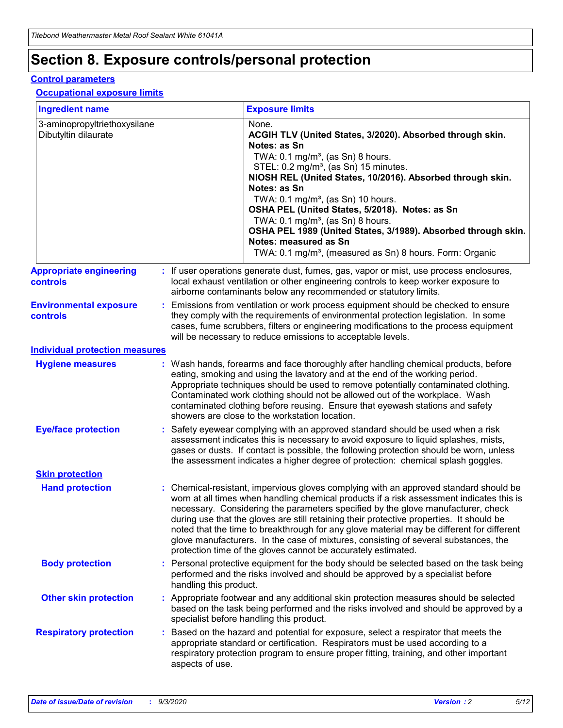# Section 8. Exposure controls/personal protection

## Control parameters

### Occupational exposure limits

| Ingredient name | Exposure limits |
| --- | --- |
| 3-aminopropyltriethoxysilane<br>Dibutyltin dilaurate | None.<br>**ACGIH TLV (United States, 3/2020). Absorbed through skin. Notes: as Sn**<br>TWA: 0.1 mg/m³, (as Sn) 8 hours.<br>STEL: 0.2 mg/m³, (as Sn) 15 minutes.<br>**NIOSH REL (United States, 10/2016). Absorbed through skin. Notes: as Sn**<br>TWA: 0.1 mg/m³, (as Sn) 10 hours.<br>**OSHA PEL (United States, 5/2018). Notes: as Sn**<br>TWA: 0.1 mg/m³, (as Sn) 8 hours.<br>**OSHA PEL 1989 (United States, 3/1989). Absorbed through skin. Notes: measured as Sn**<br>TWA: 0.1 mg/m³, (measured as Sn) 8 hours. Form: Organic |

**Appropriate engineering controls** : If user operations generate dust, fumes, gas, vapor or mist, use process enclosures, local exhaust ventilation or other engineering controls to keep worker exposure to airborne contaminants below any recommended or statutory limits.

**Environmental exposure controls** : Emissions from ventilation or work process equipment should be checked to ensure they comply with the requirements of environmental protection legislation. In some cases, fume scrubbers, filters or engineering modifications to the process equipment will be necessary to reduce emissions to acceptable levels.

## Individual protection measures

**Hygiene measures** : Wash hands, forearms and face thoroughly after handling chemical products, before eating, smoking and using the lavatory and at the end of the working period. Appropriate techniques should be used to remove potentially contaminated clothing. Contaminated work clothing should not be allowed out of the workplace. Wash contaminated clothing before reusing. Ensure that eyewash stations and safety showers are close to the workstation location.

**Eye/face protection** : Safety eyewear complying with an approved standard should be used when a risk assessment indicates this is necessary to avoid exposure to liquid splashes, mists, gases or dusts. If contact is possible, the following protection should be worn, unless the assessment indicates a higher degree of protection: chemical splash goggles.

### Skin protection

**Hand protection** : Chemical-resistant, impervious gloves complying with an approved standard should be worn at all times when handling chemical products if a risk assessment indicates this is necessary. Considering the parameters specified by the glove manufacturer, check during use that the gloves are still retaining their protective properties. It should be noted that the time to breakthrough for any glove material may be different for different glove manufacturers. In the case of mixtures, consisting of several substances, the protection time of the gloves cannot be accurately estimated.

**Body protection** : Personal protective equipment for the body should be selected based on the task being performed and the risks involved and should be approved by a specialist before handling this product.

**Other skin protection** : Appropriate footwear and any additional skin protection measures should be selected based on the task being performed and the risks involved and should be approved by a specialist before handling this product.

**Respiratory protection** : Based on the hazard and potential for exposure, select a respirator that meets the appropriate standard or certification. Respirators must be used according to a respiratory protection program to ensure proper fitting, training, and other important aspects of use.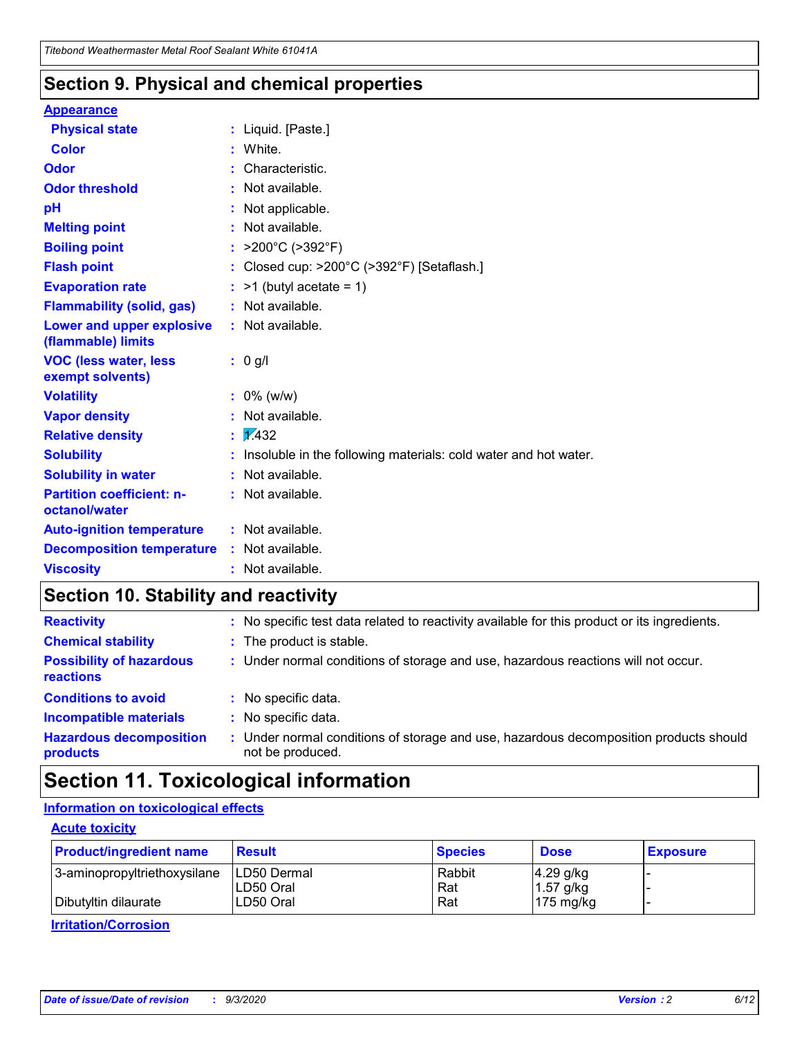## Section 9. Physical and chemical properties

**Appearance**

| | |
|---|---|
| **Physical state** | : Liquid. [Paste.] |
| **Color** | : White. |
| **Odor** | : Characteristic. |
| **Odor threshold** | : Not available. |
| **pH** | : Not applicable. |
| **Melting point** | : Not available. |
| **Boiling point** | : >200°C (>392°F) |
| **Flash point** | : Closed cup: >200°C (>392°F) [Setaflash.] |
| **Evaporation rate** | : >1 (butyl acetate = 1) |
| **Flammability (solid, gas)** | : Not available. |
| **Lower and upper explosive (flammable) limits** | : Not available. |
| **VOC (less water, less exempt solvents)** | : 0 g/l |
| **Volatility** | : 0% (w/w) |
| **Vapor density** | : Not available. |
| **Relative density** | : 1.432 |
| **Solubility** | : Insoluble in the following materials: cold water and hot water. |
| **Solubility in water** | : Not available. |
| **Partition coefficient: n-octanol/water** | : Not available. |
| **Auto-ignition temperature** | : Not available. |
| **Decomposition temperature** | : Not available. |
| **Viscosity** | : Not available. |

## Section 10. Stability and reactivity

| | |
|---|---|
| **Reactivity** | : No specific test data related to reactivity available for this product or its ingredients. |
| **Chemical stability** | : The product is stable. |
| **Possibility of hazardous reactions** | : Under normal conditions of storage and use, hazardous reactions will not occur. |
| **Conditions to avoid** | : No specific data. |
| **Incompatible materials** | : No specific data. |
| **Hazardous decomposition products** | : Under normal conditions of storage and use, hazardous decomposition products should not be produced. |

## Section 11. Toxicological information

**Information on toxicological effects**

**Acute toxicity**

| Product/ingredient name | Result | Species | Dose | Exposure |
|---|---|---|---|---|
| 3-aminopropyltriethoxysilane | LD50 Dermal | Rabbit | 4.29 g/kg | - |
| | LD50 Oral | Rat | 1.57 g/kg | - |
| Dibutyltin dilaurate | LD50 Oral | Rat | 175 mg/kg | - |

**Irritation/Corrosion**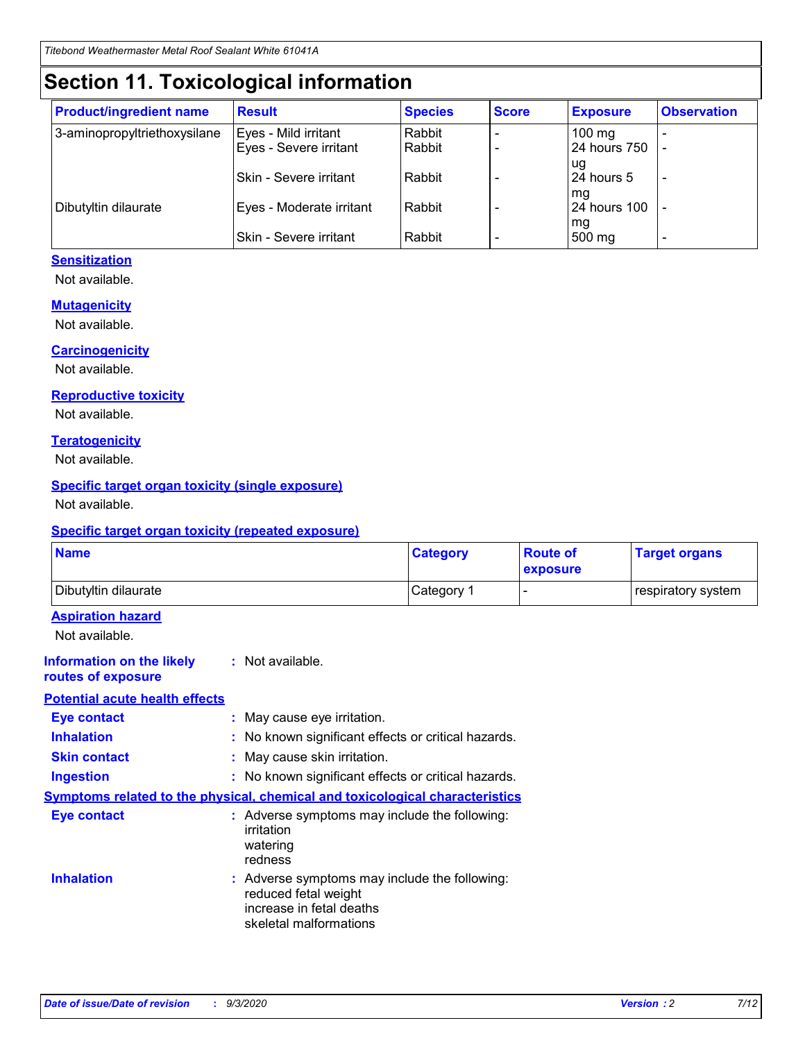# Section 11. Toxicological information

| Product/ingredient name | Result | Species | Score | Exposure | Observation |
|---|---|---|---|---|---|
| 3-aminopropyltriethoxysilane | Eyes - Mild irritant | Rabbit | - | 100 mg | - |
| | Eyes - Severe irritant | Rabbit | - | 24 hours 750 ug | - |
| | Skin - Severe irritant | Rabbit | - | 24 hours 5 mg | - |
| Dibutyltin dilaurate | Eyes - Moderate irritant | Rabbit | - | 24 hours 100 mg | - |
| | Skin - Severe irritant | Rabbit | - | 500 mg | - |

### Sensitization

Not available.

### Mutagenicity

Not available.

### Carcinogenicity

Not available.

### Reproductive toxicity

Not available.

### Teratogenicity

Not available.

### Specific target organ toxicity (single exposure)

Not available.

### Specific target organ toxicity (repeated exposure)

| Name | Category | Route of exposure | Target organs |
|---|---|---|---|
| Dibutyltin dilaurate | Category 1 | - | respiratory system |

### Aspiration hazard

Not available.

**Information on the likely routes of exposure** : Not available.

### Potential acute health effects

**Eye contact** : May cause eye irritation.

**Inhalation** : No known significant effects or critical hazards.

**Skin contact** : May cause skin irritation.

**Ingestion** : No known significant effects or critical hazards.

### Symptoms related to the physical, chemical and toxicological characteristics

**Eye contact** : Adverse symptoms may include the following:
irritation
watering
redness

**Inhalation** : Adverse symptoms may include the following:
reduced fetal weight
increase in fetal deaths
skeletal malformations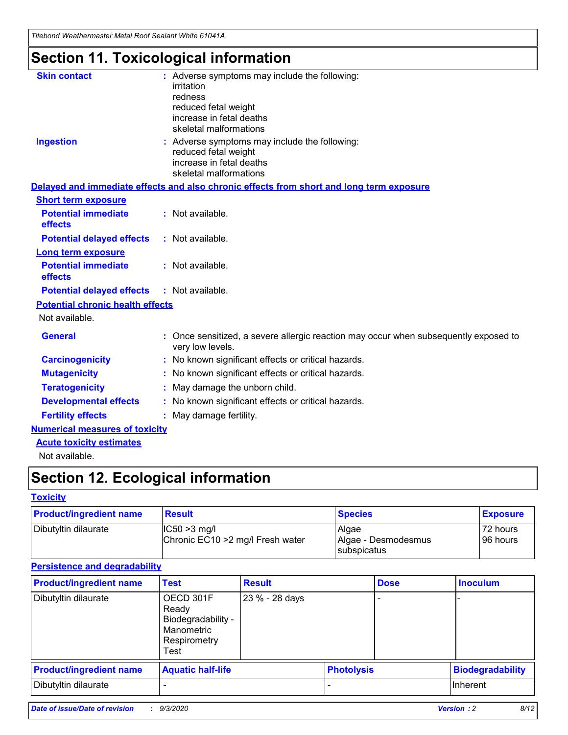# Section 11. Toxicological information

**Skin contact** : Adverse symptoms may include the following:
irritation
redness
reduced fetal weight
increase in fetal deaths
skeletal malformations

**Ingestion** : Adverse symptoms may include the following:
reduced fetal weight
increase in fetal deaths
skeletal malformations

**Delayed and immediate effects and also chronic effects from short and long term exposure**

**Short term exposure**

**Potential immediate effects** : Not available.

**Potential delayed effects** : Not available.

**Long term exposure**

**Potential immediate effects** : Not available.

**Potential delayed effects** : Not available.

**Potential chronic health effects**

Not available.

**General** : Once sensitized, a severe allergic reaction may occur when subsequently exposed to very low levels.

**Carcinogenicity** : No known significant effects or critical hazards.

**Mutagenicity** : No known significant effects or critical hazards.

**Teratogenicity** : May damage the unborn child.

**Developmental effects** : No known significant effects or critical hazards.

**Fertility effects** : May damage fertility.

**Numerical measures of toxicity**

**Acute toxicity estimates**

Not available.

# Section 12. Ecological information

**Toxicity**

| Product/ingredient name | Result | Species | Exposure |
|---|---|---|---|
| Dibutyltin dilaurate | IC50 >3 mg/l<br>Chronic EC10 >2 mg/l Fresh water | Algae<br>Algae - Desmodesmus subspicatus | 72 hours<br>96 hours |

**Persistence and degradability**

| Product/ingredient name | Test | Result | Dose | Inoculum |
|---|---|---|---|---|
| Dibutyltin dilaurate | OECD 301F Ready Biodegradability - Manometric Respirometry Test | 23 % - 28 days | - | - |

| Product/ingredient name | Aquatic half-life | Photolysis | Biodegradability |
|---|---|---|---|
| Dibutyltin dilaurate | - | - | Inherent |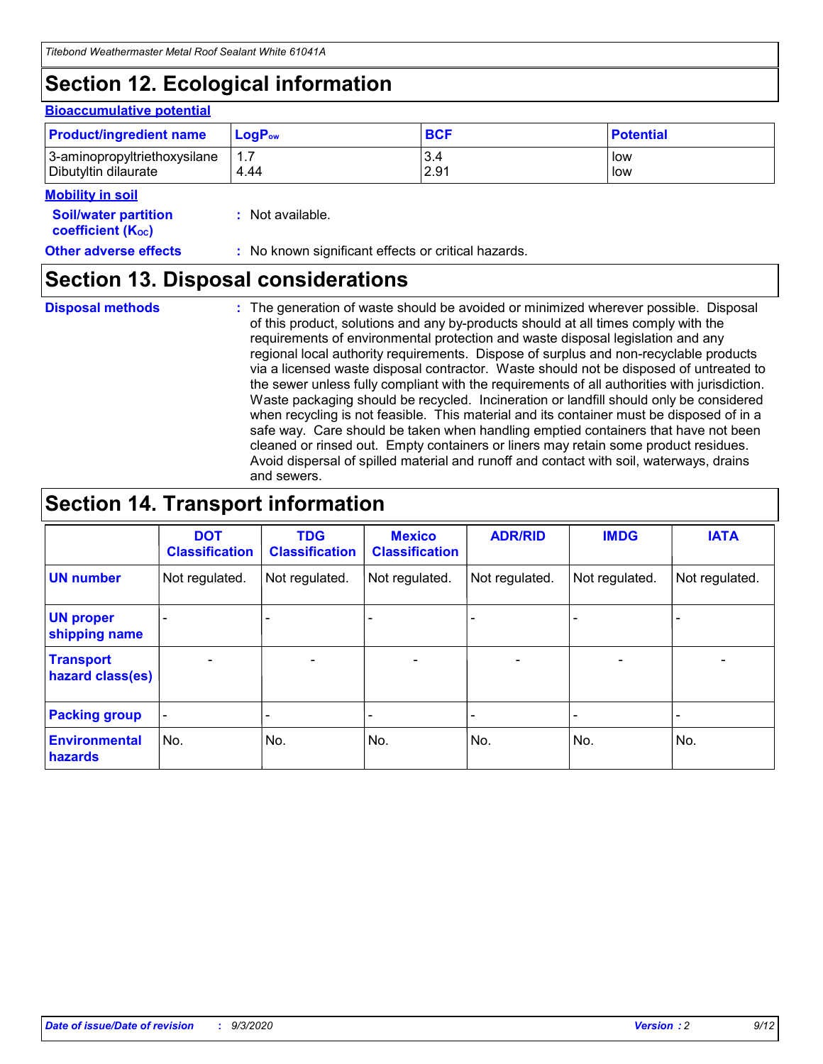# Section 12. Ecological information

### Bioaccumulative potential

| Product/ingredient name | $LogP_{ow}$ | BCF | Potential |
| --- | --- | --- | --- |
| 3-aminopropyltriethoxysilane | 1.7 | 3.4 | low |
| Dibutyltin dilaurate | 4.44 | 2.91 | low |

### Mobility in soil

**Soil/water partition coefficient ($K_{OC}$)** : Not available.

**Other adverse effects** : No known significant effects or critical hazards.

# Section 13. Disposal considerations

**Disposal methods** : The generation of waste should be avoided or minimized wherever possible. Disposal of this product, solutions and any by-products should at all times comply with the requirements of environmental protection and waste disposal legislation and any regional local authority requirements. Dispose of surplus and non-recyclable products via a licensed waste disposal contractor. Waste should not be disposed of untreated to the sewer unless fully compliant with the requirements of all authorities with jurisdiction. Waste packaging should be recycled. Incineration or landfill should only be considered when recycling is not feasible. This material and its container must be disposed of in a safe way. Care should be taken when handling emptied containers that have not been cleaned or rinsed out. Empty containers or liners may retain some product residues. Avoid dispersal of spilled material and runoff and contact with soil, waterways, drains and sewers.

# Section 14. Transport information

| | DOT Classification | TDG Classification | Mexico Classification | ADR/RID | IMDG | IATA |
| --- | --- | --- | --- | --- | --- | --- |
| UN number | Not regulated. | Not regulated. | Not regulated. | Not regulated. | Not regulated. | Not regulated. |
| UN proper shipping name | - | - | - | - | - | - |
| Transport hazard class(es) | - | - | - | - | - | - |
| Packing group | - | - | - | - | - | - |
| Environmental hazards | No. | No. | No. | No. | No. | No. |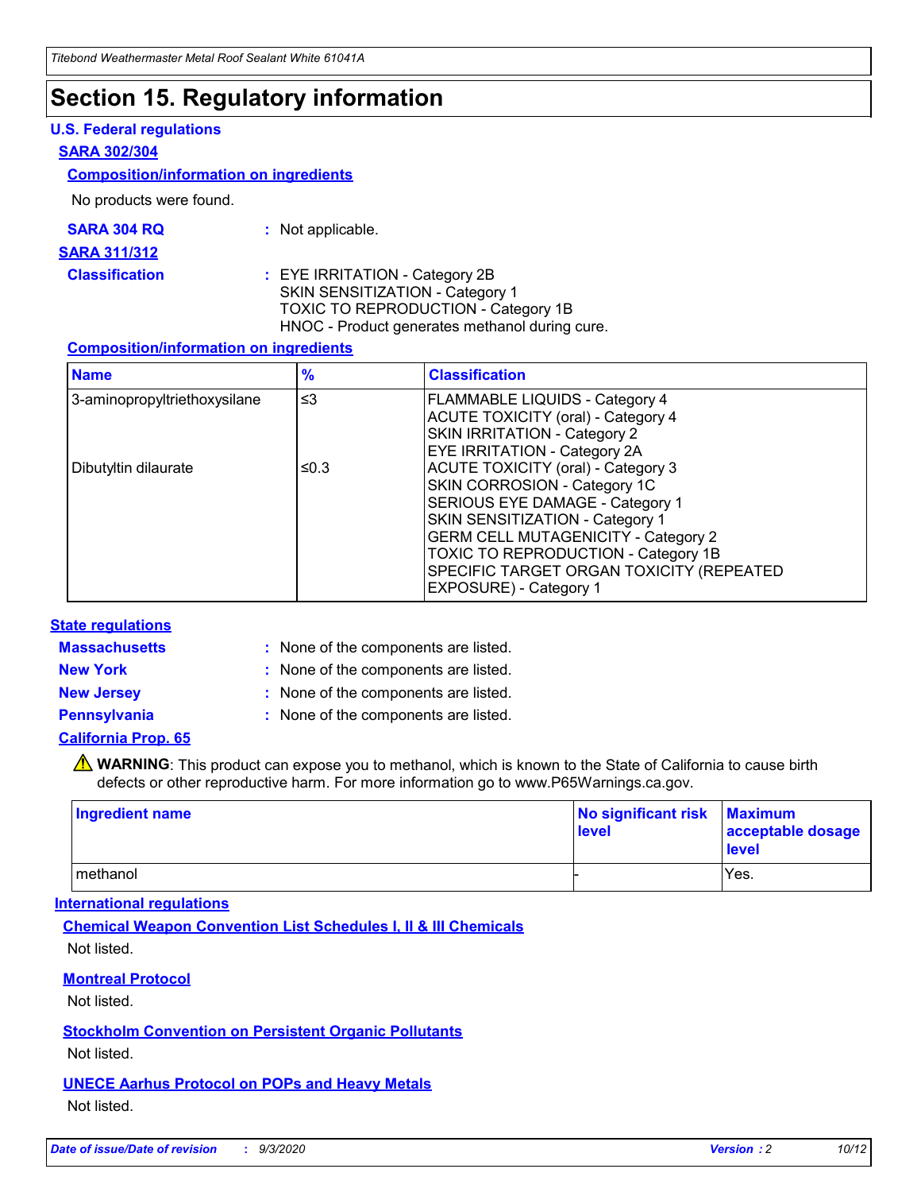# Section 15. Regulatory information

## U.S. Federal regulations

### SARA 302/304

#### Composition/information on ingredients

No products were found.

**SARA 304 RQ** : Not applicable.

### SARA 311/312

**Classification** : EYE IRRITATION - Category 2B
SKIN SENSITIZATION - Category 1
TOXIC TO REPRODUCTION - Category 1B
HNOC - Product generates methanol during cure.

#### Composition/information on ingredients

| Name | % | Classification |
|---|---|---|
| 3-aminopropyltriethoxysilane | ≤3 | FLAMMABLE LIQUIDS - Category 4<br>ACUTE TOXICITY (oral) - Category 4<br>SKIN IRRITATION - Category 2<br>EYE IRRITATION - Category 2A |
| Dibutyltin dilaurate | ≤0.3 | ACUTE TOXICITY (oral) - Category 3<br>SKIN CORROSION - Category 1C<br>SERIOUS EYE DAMAGE - Category 1<br>SKIN SENSITIZATION - Category 1<br>GERM CELL MUTAGENICITY - Category 2<br>TOXIC TO REPRODUCTION - Category 1B<br>SPECIFIC TARGET ORGAN TOXICITY (REPEATED EXPOSURE) - Category 1 |

## State regulations

**Massachusetts** : None of the components are listed.

**New York** : None of the components are listed.

**New Jersey** : None of the components are listed.

**Pennsylvania** : None of the components are listed.

### California Prop. 65

⚠ **WARNING**: This product can expose you to methanol, which is known to the State of California to cause birth defects or other reproductive harm. For more information go to www.P65Warnings.ca.gov.

| Ingredient name | No significant risk level | Maximum acceptable dosage level |
|---|---|---|
| methanol | - | Yes. |

## International regulations

### Chemical Weapon Convention List Schedules I, II & III Chemicals

Not listed.

### Montreal Protocol

Not listed.

### Stockholm Convention on Persistent Organic Pollutants

Not listed.

### UNECE Aarhus Protocol on POPs and Heavy Metals

Not listed.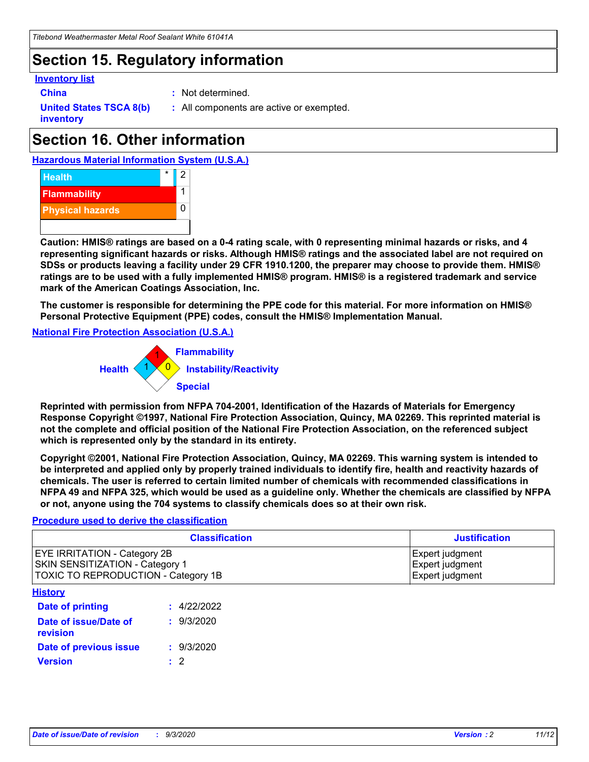## Section 15. Regulatory information

**Inventory list**

**China** : Not determined.

**United States TSCA 8(b) inventory** : All components are active or exempted.

## Section 16. Other information

**Hazardous Material Information System (U.S.A.)**

| | | |
|---|---|---|
| Health | * | 2 |
| Flammability | | 1 |
| Physical hazards | | 0 |

**Caution: HMIS® ratings are based on a 0-4 rating scale, with 0 representing minimal hazards or risks, and 4 representing significant hazards or risks. Although HMIS® ratings and the associated label are not required on SDSs or products leaving a facility under 29 CFR 1910.1200, the preparer may choose to provide them. HMIS® ratings are to be used with a fully implemented HMIS® program. HMIS® is a registered trademark and service mark of the American Coatings Association, Inc.**

**The customer is responsible for determining the PPE code for this material. For more information on HMIS® Personal Protective Equipment (PPE) codes, consult the HMIS® Implementation Manual.**

**National Fire Protection Association (U.S.A.)**

Flammability: 1
Health: 1
Instability/Reactivity: 0
Special:

**Reprinted with permission from NFPA 704-2001, Identification of the Hazards of Materials for Emergency Response Copyright ©1997, National Fire Protection Association, Quincy, MA 02269. This reprinted material is not the complete and official position of the National Fire Protection Association, on the referenced subject which is represented only by the standard in its entirety.**

**Copyright ©2001, National Fire Protection Association, Quincy, MA 02269. This warning system is intended to be interpreted and applied only by properly trained individuals to identify fire, health and reactivity hazards of chemicals. The user is referred to certain limited number of chemicals with recommended classifications in NFPA 49 and NFPA 325, which would be used as a guideline only. Whether the chemicals are classified by NFPA or not, anyone using the 704 systems to classify chemicals does so at their own risk.**

**Procedure used to derive the classification**

| Classification | Justification |
|---|---|
| EYE IRRITATION - Category 2B | Expert judgment |
| SKIN SENSITIZATION - Category 1 | Expert judgment |
| TOXIC TO REPRODUCTION - Category 1B | Expert judgment |

**History**

**Date of printing** : 4/22/2022

**Date of issue/Date of revision** : 9/3/2020

**Date of previous issue** : 9/3/2020

**Version** : 2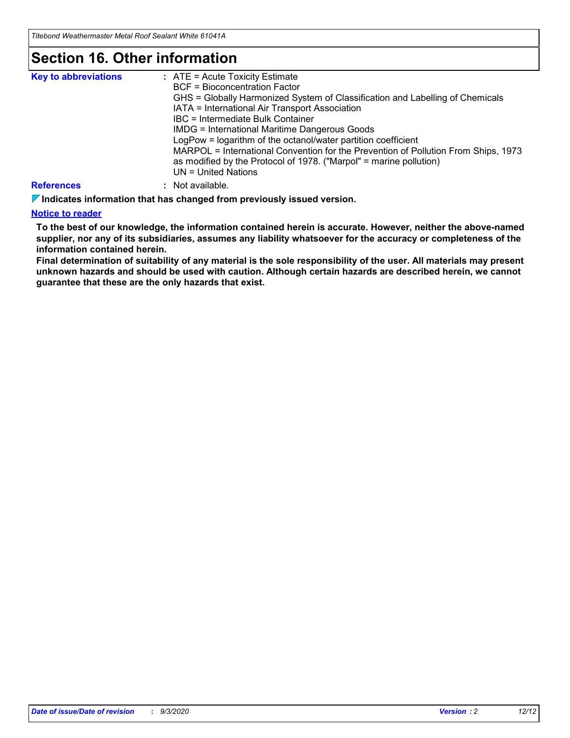# Section 16. Other information

**Key to abbreviations** : ATE = Acute Toxicity Estimate
BCF = Bioconcentration Factor
GHS = Globally Harmonized System of Classification and Labelling of Chemicals
IATA = International Air Transport Association
IBC = Intermediate Bulk Container
IMDG = International Maritime Dangerous Goods
LogPow = logarithm of the octanol/water partition coefficient
MARPOL = International Convention for the Prevention of Pollution From Ships, 1973 as modified by the Protocol of 1978. ("Marpol" = marine pollution)
UN = United Nations

**References** : Not available.

**Indicates information that has changed from previously issued version.**

**Notice to reader**

**To the best of our knowledge, the information contained herein is accurate. However, neither the above-named supplier, nor any of its subsidiaries, assumes any liability whatsoever for the accuracy or completeness of the information contained herein.**

**Final determination of suitability of any material is the sole responsibility of the user. All materials may present unknown hazards and should be used with caution. Although certain hazards are described herein, we cannot guarantee that these are the only hazards that exist.**